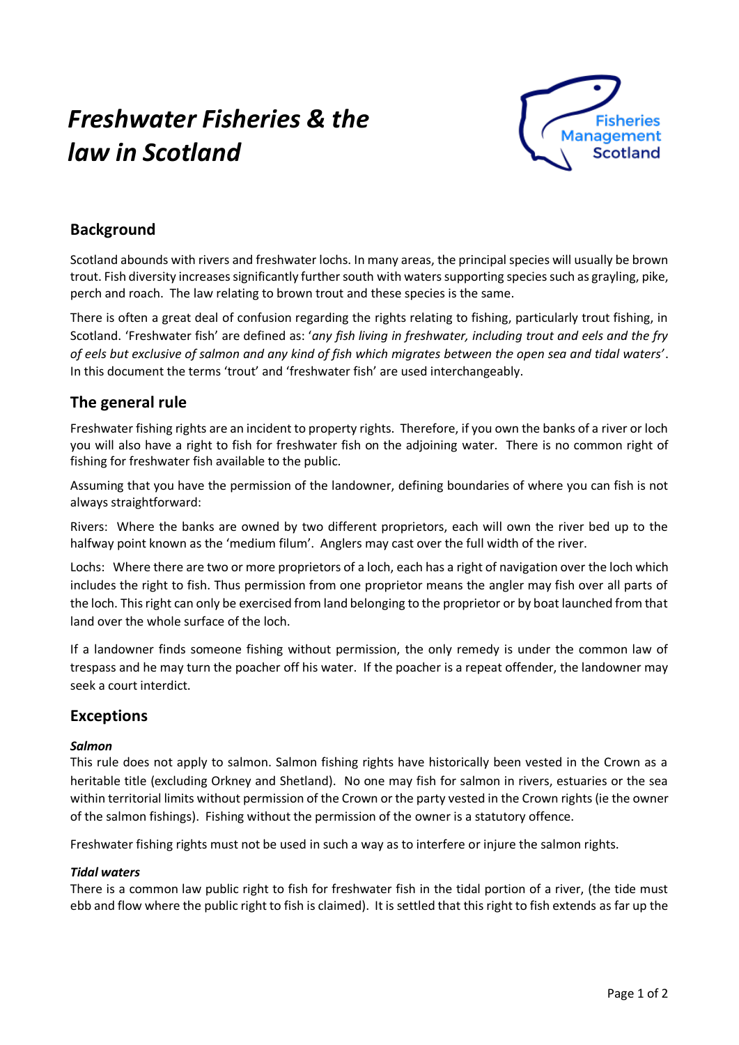# *Freshwater Fisheries & the law in Scotland*

Fisheries Management Scotland

## Background

Scotland abounds with rivers and freshwater lochs. In many areas, the principal species will usually be brown trout. Fish diversity increases significantly further south with waters supporting species such as grayling, pike, perch and roach. The law relating to brown trout and these species is the same.

There is often a great deal of confusion regarding the rights relating to fishing, particularly trout fishing, in Scotland. 'Freshwater fish' are defined as: '*any fish living in freshwater, including trout and eels and the fry of eels but exclusive of salmon and any kind of fish which migrates between the open sea and tidal waters*'. In this document the terms 'trout' and 'freshwater fish' are used interchangeably.

## The general rule

Freshwater fishing rights are an incident to property rights. Therefore, if you own the banks of a river or loch you will also have a right to fish for freshwater fish on the adjoining water. There is no common right of fishing for freshwater fish available to the public.

Assuming that you have the permission of the landowner, defining boundaries of where you can fish is not always straightforward:

Rivers: Where the banks are owned by two different proprietors, each will own the river bed up to the halfway point known as the 'medium filum'. Anglers may cast over the full width of the river.

Lochs: Where there are two or more proprietors of a loch, each has a right of navigation over the loch which includes the right to fish. Thus permission from one proprietor means the angler may fish over all parts of the loch. This right can only be exercised from land belonging to the proprietor or by boat launched from that land over the whole surface of the loch.

If a landowner finds someone fishing without permission, the only remedy is under the common law of trespass and he may turn the poacher off his water. If the poacher is a repeat offender, the landowner may seek a court interdict.

## Exceptions

***Salmon***

This rule does not apply to salmon. Salmon fishing rights have historically been vested in the Crown as a heritable title (excluding Orkney and Shetland). No one may fish for salmon in rivers, estuaries or the sea within territorial limits without permission of the Crown or the party vested in the Crown rights (ie the owner of the salmon fishings). Fishing without the permission of the owner is a statutory offence.

Freshwater fishing rights must not be used in such a way as to interfere or injure the salmon rights.

***Tidal waters***

There is a common law public right to fish for freshwater fish in the tidal portion of a river, (the tide must ebb and flow where the public right to fish is claimed). It is settled that this right to fish extends as far up the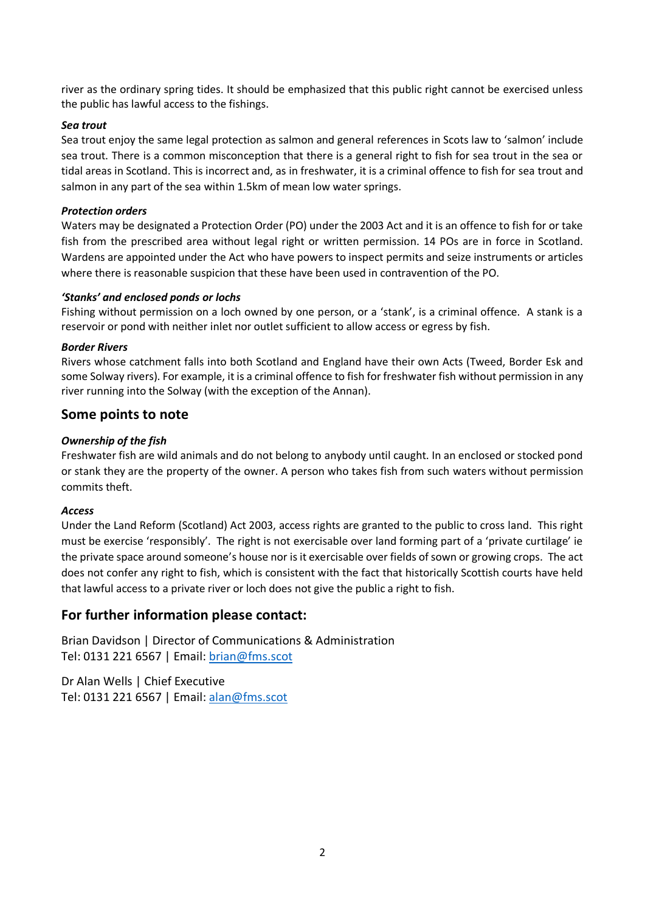river as the ordinary spring tides. It should be emphasized that this public right cannot be exercised unless the public has lawful access to the fishings.

#### *Sea trout*

Sea trout enjoy the same legal protection as salmon and general references in Scots law to 'salmon' include sea trout. There is a common misconception that there is a general right to fish for sea trout in the sea or tidal areas in Scotland. This is incorrect and, as in freshwater, it is a criminal offence to fish for sea trout and salmon in any part of the sea within 1.5km of mean low water springs.

#### *Protection orders*

Waters may be designated a Protection Order (PO) under the 2003 Act and it is an offence to fish for or take fish from the prescribed area without legal right or written permission. 14 POs are in force in Scotland. Wardens are appointed under the Act who have powers to inspect permits and seize instruments or articles where there is reasonable suspicion that these have been used in contravention of the PO.

#### *'Stanks' and enclosed ponds or lochs*

Fishing without permission on a loch owned by one person, or a 'stank', is a criminal offence. A stank is a reservoir or pond with neither inlet nor outlet sufficient to allow access or egress by fish.

#### *Border Rivers*

Rivers whose catchment falls into both Scotland and England have their own Acts (Tweed, Border Esk and some Solway rivers). For example, it is a criminal offence to fish for freshwater fish without permission in any river running into the Solway (with the exception of the Annan).

## Some points to note

#### *Ownership of the fish*

Freshwater fish are wild animals and do not belong to anybody until caught. In an enclosed or stocked pond or stank they are the property of the owner. A person who takes fish from such waters without permission commits theft.

#### *Access*

Under the Land Reform (Scotland) Act 2003, access rights are granted to the public to cross land. This right must be exercise 'responsibly'. The right is not exercisable over land forming part of a 'private curtilage' ie the private space around someone's house nor is it exercisable over fields of sown or growing crops. The act does not confer any right to fish, which is consistent with the fact that historically Scottish courts have held that lawful access to a private river or loch does not give the public a right to fish.

## For further information please contact:

Brian Davidson | Director of Communications & Administration
Tel: 0131 221 6567 | Email: brian@fms.scot

Dr Alan Wells | Chief Executive
Tel: 0131 221 6567 | Email: alan@fms.scot